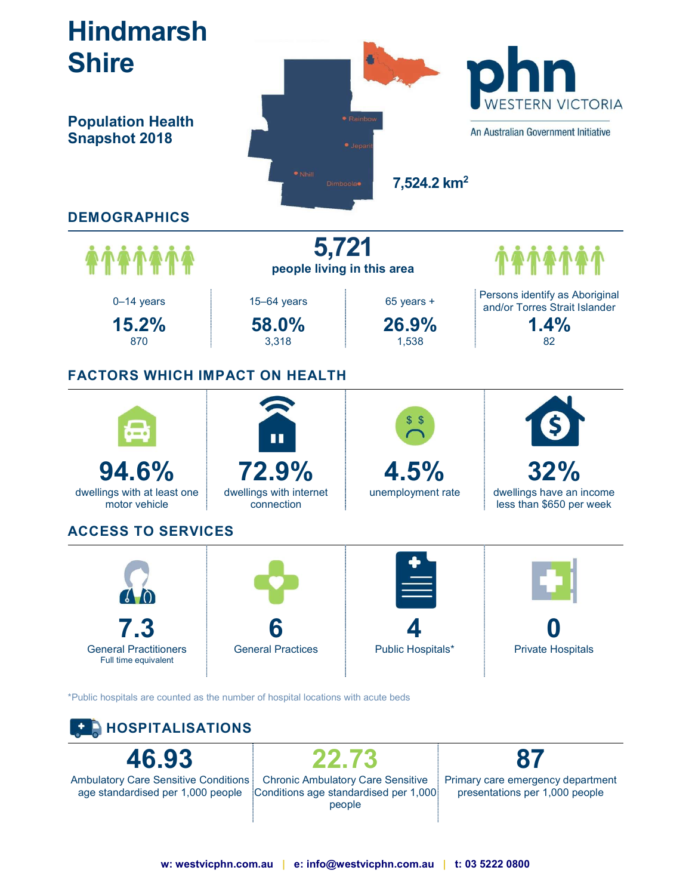# Hindmarsh Shire

## Population Health Snapshot 2018

Rainbow
Jeparit
Nhill
Dimboola

7,524.2 km²

phn WESTERN VICTORIA
An Australian Government Initiative

## DEMOGRAPHICS

**5,721**
people living in this area

| 0–14 years | 15–64 years | 65 years + | Persons identify as Aboriginal and/or Torres Strait Islander |
|---|---|---|---|
| **15.2%** | **58.0%** | **26.9%** | **1.4%** |
| 870 | 3,318 | 1,538 | 82 |

## FACTORS WHICH IMPACT ON HEALTH

| **94.6%** | **72.9%** | **4.5%** | **32%** |
|---|---|---|---|
| dwellings with at least one motor vehicle | dwellings with internet connection | unemployment rate | dwellings have an income less than $650 per week |

## ACCESS TO SERVICES

| **7.3** | **6** | **4** | **0** |
|---|---|---|---|
| General Practitioners Full time equivalent | General Practices | Public Hospitals* | Private Hospitals |

*Public hospitals are counted as the number of hospital locations with acute beds

## HOSPITALISATIONS

| **46.93** | **22.73** | **87** |
|---|---|---|
| Ambulatory Care Sensitive Conditions age standardised per 1,000 people | Chronic Ambulatory Care Sensitive Conditions age standardised per 1,000 people | Primary care emergency department presentations per 1,000 people |

w: westvicphn.com.au | e: info@westvicphn.com.au | t: 03 5222 0800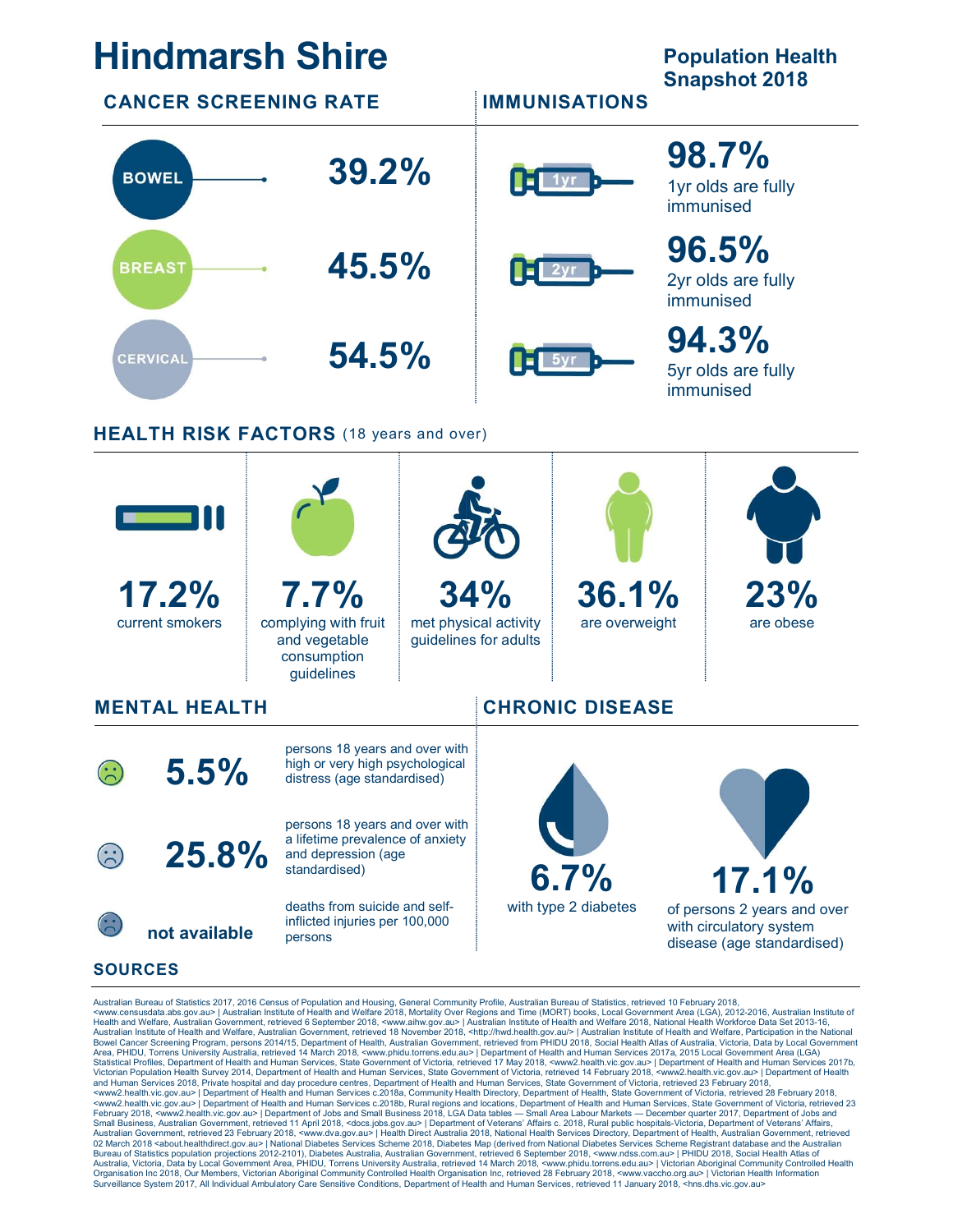# Hindmarsh Shire

**Population Health Snapshot 2018**

## CANCER SCREENING RATE

BOWEL **39.2%**

BREAST **45.5%**

CERVICAL **54.5%**

## IMMUNISATIONS

**98.7%** 1yr olds are fully immunised

**96.5%** 2yr olds are fully immunised

**94.3%** 5yr olds are fully immunised

## HEALTH RISK FACTORS (18 years and over)

**17.2%** current smokers

**7.7%** complying with fruit and vegetable consumption guidelines

**34%** met physical activity guidelines for adults

**36.1%** are overweight

**23%** are obese

## MENTAL HEALTH

**5.5%** persons 18 years and over with high or very high psychological distress (age standardised)

**25.8%** persons 18 years and over with a lifetime prevalence of anxiety and depression (age standardised)

**not available** deaths from suicide and self-inflicted injuries per 100,000 persons

## CHRONIC DISEASE

**6.7%** with type 2 diabetes

**17.1%** of persons 2 years and over with circulatory system disease (age standardised)

## SOURCES

Australian Bureau of Statistics 2017, 2016 Census of Population and Housing, General Community Profile, Australian Bureau of Statistics, retrieved 10 February 2018, <www.censusdata.abs.gov.au> | Australian Institute of Health and Welfare 2018, Mortality Over Regions and Time (MORT) books, Local Government Area (LGA), 2012-2016, Australian Institute of Health and Welfare, Australian Government, retrieved 6 September 2018, <www.aihw.gov.au> | Australian Institute of Health and Welfare 2018, National Health Workforce Data Set 2013-16, Australian Institute of Health and Welfare, Australian Government, retrieved 18 November 2018, <http://hwd.health.gov.au/> | Australian Institute of Health and Welfare, Participation in the National Bowel Cancer Screening Program, persons 2014/15, Department of Health, Australian Government, retrieved from PHIDU 2018, Social Health Atlas of Australia, Victoria, Data by Local Government Area, PHIDU, Torrens University Australia, retrieved 14 March 2018, <www.phidu.torrens.edu.au> | Department of Health and Human Services 2017a, 2015 Local Government Area (LGA) Statistical Profiles, Department of Health and Human Services, State Government of Victoria, retrieved 17 May 2018, <www2.health.vic.gov.au> | Department of Health and Human Services 2017b, Victorian Population Health Survey 2014, Department of Health and Human Services, State Government of Victoria, retrieved 14 February 2018, <www2.health.vic.gov.au> | Department of Health and Human Services 2018, Private hospital and day procedure centres, Department of Health and Human Services, State Government of Victoria, retrieved 23 February 2018, <www2.health.vic.gov.au> | Department of Health and Human Services c.2018a, Community Health Directory, Department of Health, State Government of Victoria, retrieved 28 February 2018, <www2.health.vic.gov.au> | Department of Health and Human Services c.2018b, Rural regions and locations, Department of Health and Human Services, State Government of Victoria, retrieved 23 February 2018, <www2.health.vic.gov.au> | Department of Jobs and Small Business 2018, LGA Data tables — Small Area Labour Markets — December quarter 2017, Department of Jobs and Small Business, Australian Government, retrieved 11 April 2018, <docs.jobs.gov.au> | Department of Veterans' Affairs c. 2018, Rural public hospitals-Victoria, Department of Veterans' Affairs, Australian Government, retrieved 23 February 2018, <www.dva.gov.au> | Health Direct Australia 2018, National Health Services Directory, Department of Health, Australian Government, retrieved 02 March 2018 <about.healthdirect.gov.au> | National Diabetes Services Scheme 2018, Diabetes Map (derived from National Diabetes Services Scheme Registrant database and the Australian Bureau of Statistics population projections 2012-2101), Diabetes Australia, Australian Government, retrieved 6 September 2018, <www.ndss.com.au> | PHIDU 2018, Social Health Atlas of Australia, Victoria, Data by Local Government Area, PHIDU, Torrens University Australia, retrieved 14 March 2018, <www.phidu.torrens.edu.au> | Victorian Aboriginal Community Controlled Health Organisation Inc 2018, Our Members, Victorian Aboriginal Community Controlled Health Organisation Inc, retrieved 28 February 2018, <www.vaccho.org.au> | Victorian Health Information Surveillance System 2017, All Individual Ambulatory Care Sensitive Conditions, Department of Health and Human Services, retrieved 11 January 2018, <hns.dhs.vic.gov.au>